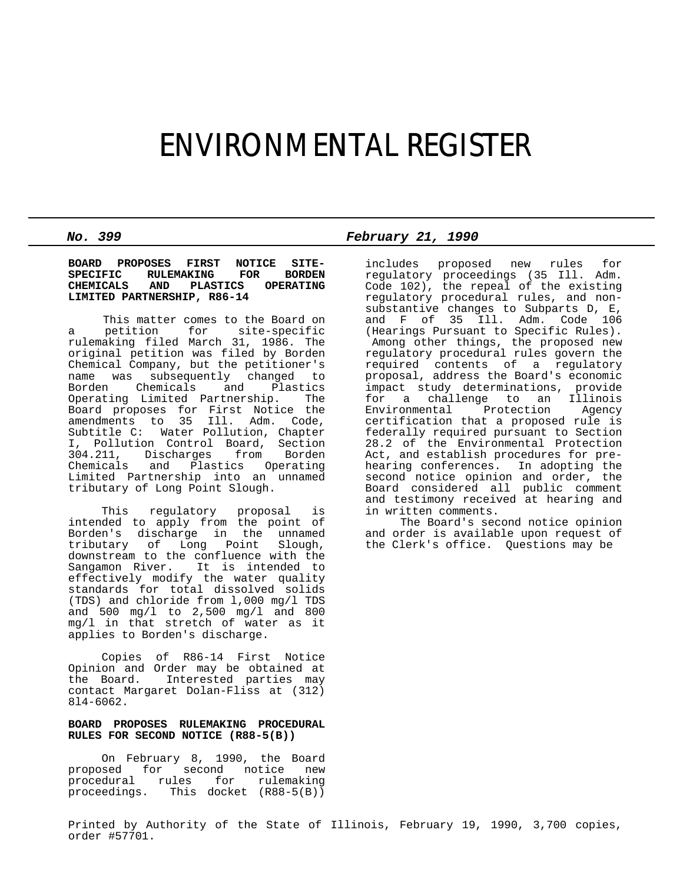# ENVIRONMENTAL REGISTER

***No. 399*** ***February 21, 1990***

**BOARD PROPOSES FIRST NOTICE SITE-SPECIFIC RULEMAKING FOR BORDEN CHEMICALS AND PLASTICS OPERATING LIMITED PARTNERSHIP, R86-14**

This matter comes to the Board on a petition for site-specific rulemaking filed March 31, 1986. The original petition was filed by Borden Chemical Company, but the petitioner's name was subsequently changed to Borden Chemicals and Plastics Operating Limited Partnership. The Board proposes for First Notice the amendments to 35 Ill. Adm. Code, Subtitle C: Water Pollution, Chapter I, Pollution Control Board, Section 304.211, Discharges from Borden Chemicals and Plastics Operating Limited Partnership into an unnamed tributary of Long Point Slough.

This regulatory proposal is intended to apply from the point of Borden's discharge in the unnamed tributary of Long Point Slough, downstream to the confluence with the Sangamon River. It is intended to effectively modify the water quality standards for total dissolved solids (TDS) and chloride from l,000 mg/l TDS and 500 mg/l to 2,500 mg/l and 800 mg/l in that stretch of water as it applies to Borden's discharge.

Copies of R86-14 First Notice Opinion and Order may be obtained at the Board. Interested parties may contact Margaret Dolan-Fliss at (312) 8l4-6062.

**BOARD PROPOSES RULEMAKING PROCEDURAL RULES FOR SECOND NOTICE (R88-5(B))**

On February 8, 1990, the Board proposed for second notice new procedural rules for rulemaking proceedings. This docket (R88-5(B)) includes proposed new rules for regulatory proceedings (35 Ill. Adm. Code 102), the repeal of the existing regulatory procedural rules, and non-substantive changes to Subparts D, E, and F of 35 Ill. Adm. Code 106 (Hearings Pursuant to Specific Rules). Among other things, the proposed new regulatory procedural rules govern the required contents of a regulatory proposal, address the Board's economic impact study determinations, provide for a challenge to an Illinois Environmental Protection Agency certification that a proposed rule is federally required pursuant to Section 28.2 of the Environmental Protection Act, and establish procedures for pre-hearing conferences. In adopting the second notice opinion and order, the Board considered all public comment and testimony received at hearing and in written comments.

The Board's second notice opinion and order is available upon request of the Clerk's office. Questions may be

Printed by Authority of the State of Illinois, February 19, 1990, 3,700 copies, order #57701.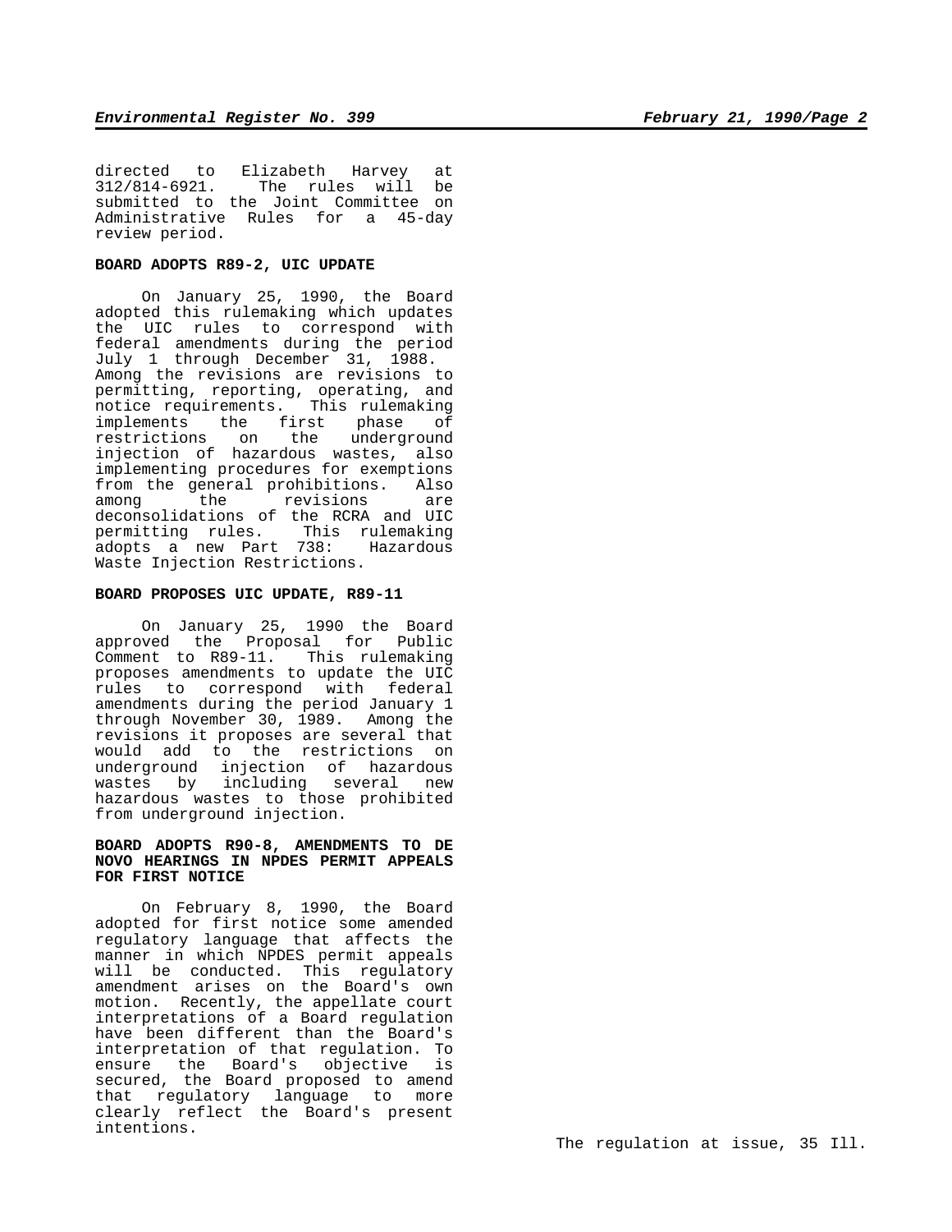directed to Elizabeth Harvey at 312/814-6921. The rules will be submitted to the Joint Committee on Administrative Rules for a 45-day review period.

**BOARD ADOPTS R89-2, UIC UPDATE**

On January 25, 1990, the Board adopted this rulemaking which updates the UIC rules to correspond with federal amendments during the period July 1 through December 31, 1988. Among the revisions are revisions to permitting, reporting, operating, and notice requirements. This rulemaking implements the first phase of restrictions on the underground injection of hazardous wastes, also implementing procedures for exemptions from the general prohibitions. Also among the revisions are deconsolidations of the RCRA and UIC permitting rules. This rulemaking adopts a new Part 738: Hazardous Waste Injection Restrictions.

**BOARD PROPOSES UIC UPDATE, R89-11**

On January 25, 1990 the Board approved the Proposal for Public Comment to R89-11. This rulemaking proposes amendments to update the UIC rules to correspond with federal amendments during the period January 1 through November 30, 1989. Among the revisions it proposes are several that would add to the restrictions on underground injection of hazardous wastes by including several new hazardous wastes to those prohibited from underground injection.

**BOARD ADOPTS R90-8, AMENDMENTS TO DE NOVO HEARINGS IN NPDES PERMIT APPEALS FOR FIRST NOTICE**

On February 8, 1990, the Board adopted for first notice some amended regulatory language that affects the manner in which NPDES permit appeals will be conducted. This regulatory amendment arises on the Board's own motion. Recently, the appellate court interpretations of a Board regulation have been different than the Board's interpretation of that regulation. To ensure the Board's objective is secured, the Board proposed to amend that regulatory language to more clearly reflect the Board's present intentions.

The regulation at issue, 35 Ill.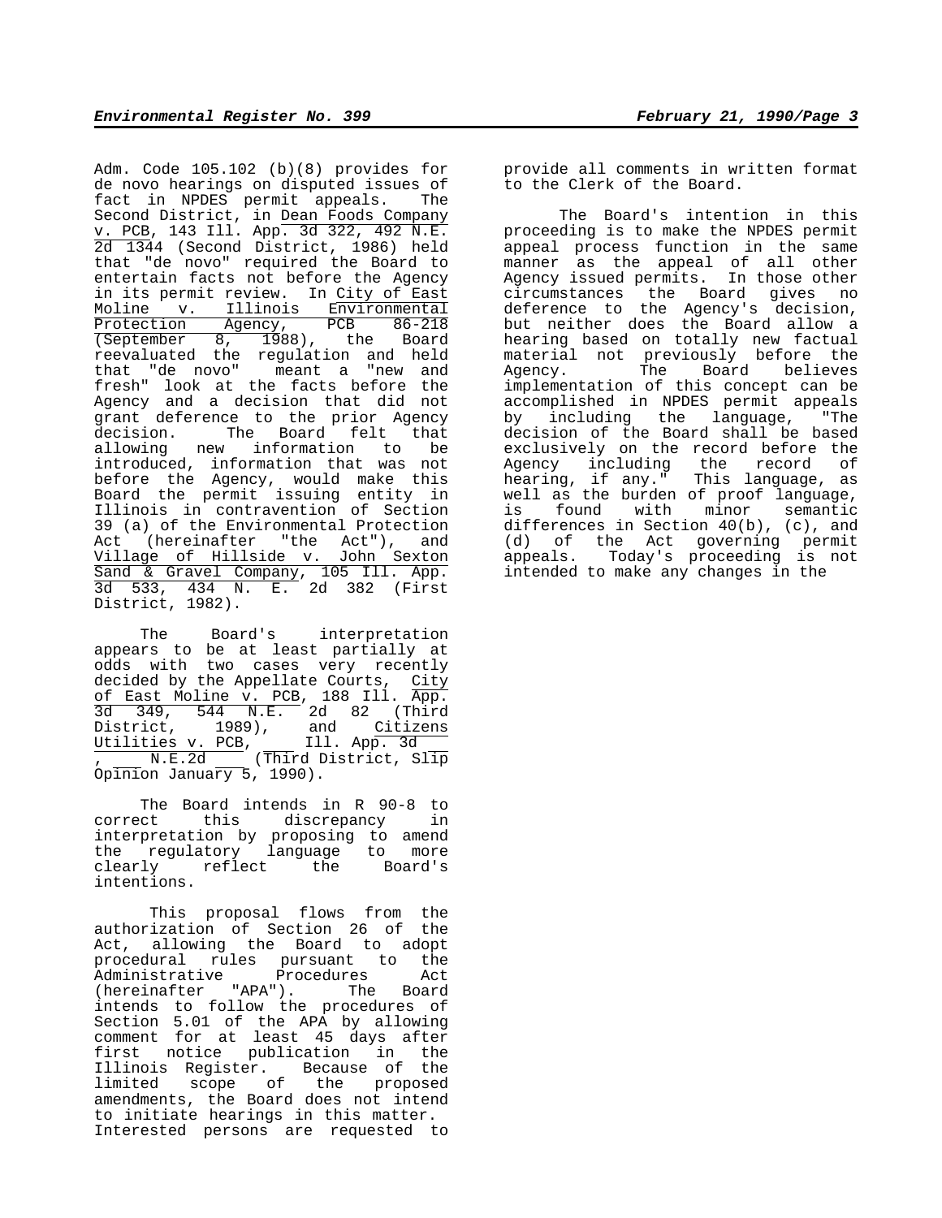Adm. Code 105.102 (b)(8) provides for de novo hearings on disputed issues of fact in NPDES permit appeals. The Second District, in Dean Foods Company v. PCB, 143 Ill. App. 3d 322, 492 N.E. 2d 1344 (Second District, 1986) held that "de novo" required the Board to entertain facts not before the Agency in its permit review. In City of East Moline v. Illinois Environmental Protection Agency, PCB 86-218 (September 8, 1988), the Board reevaluated the regulation and held that "de novo" meant a "new and fresh" look at the facts before the Agency and a decision that did not grant deference to the prior Agency decision. The Board felt that allowing new information to be introduced, information that was not before the Agency, would make this Board the permit issuing entity in Illinois in contravention of Section 39 (a) of the Environmental Protection Act (hereinafter "the Act"), and Village of Hillside v. John Sexton Sand & Gravel Company, 105 Ill. App. 3d 533, 434 N. E. 2d 382 (First District, 1982).

The Board's interpretation appears to be at least partially at odds with two cases very recently decided by the Appellate Courts, City of East Moline v. PCB, 188 Ill. App. 3d 349, 544 N.E. 2d 82 (Third District, 1989), and Citizens Utilities v. PCB, ___ Ill. App. 3d ___, ___ N.E.2d ___ (Third District, Slip Opinion January 5, 1990).

The Board intends in R 90-8 to correct this discrepancy in interpretation by proposing to amend the regulatory language to more clearly reflect the Board's intentions.

This proposal flows from the authorization of Section 26 of the Act, allowing the Board to adopt procedural rules pursuant to the Administrative Procedures Act (hereinafter "APA"). The Board intends to follow the procedures of Section 5.01 of the APA by allowing comment for at least 45 days after first notice publication in the Illinois Register. Because of the limited scope of the proposed amendments, the Board does not intend to initiate hearings in this matter. Interested persons are requested to provide all comments in written format to the Clerk of the Board.

The Board's intention in this proceeding is to make the NPDES permit appeal process function in the same manner as the appeal of all other Agency issued permits. In those other circumstances the Board gives no deference to the Agency's decision, but neither does the Board allow a hearing based on totally new factual material not previously before the Agency. The Board believes implementation of this concept can be accomplished in NPDES permit appeals by including the language, "The decision of the Board shall be based exclusively on the record before the Agency including the record of hearing, if any." This language, as well as the burden of proof language, is found with minor semantic differences in Section 40(b), (c), and (d) of the Act governing permit appeals. Today's proceeding is not intended to make any changes in the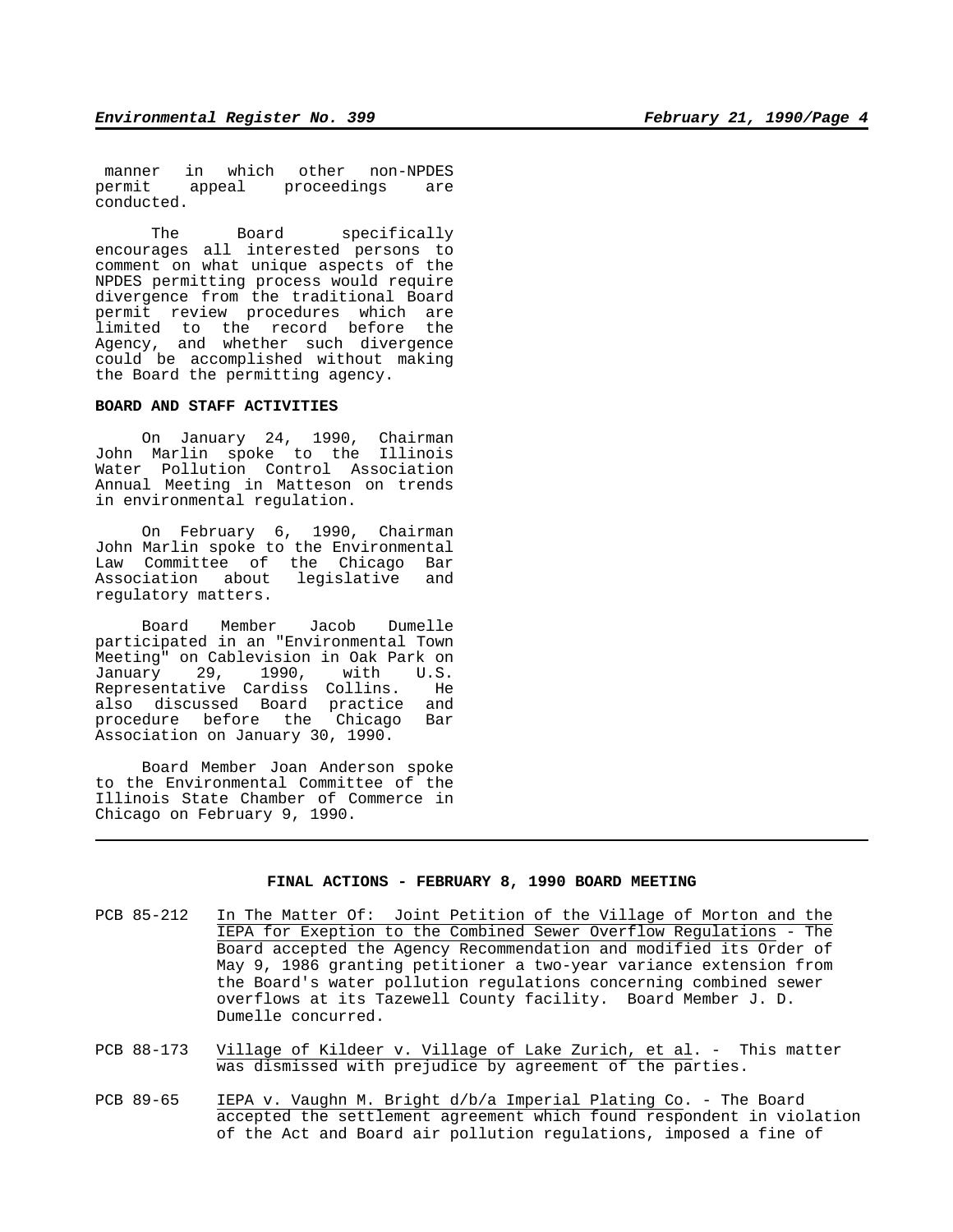manner in which other non-NPDES permit appeal proceedings are conducted.

The Board specifically encourages all interested persons to comment on what unique aspects of the NPDES permitting process would require divergence from the traditional Board permit review procedures which are limited to the record before the Agency, and whether such divergence could be accomplished without making the Board the permitting agency.

**BOARD AND STAFF ACTIVITIES**

On January 24, 1990, Chairman John Marlin spoke to the Illinois Water Pollution Control Association Annual Meeting in Matteson on trends in environmental regulation.

On February 6, 1990, Chairman John Marlin spoke to the Environmental Law Committee of the Chicago Bar Association about legislative and regulatory matters.

Board Member Jacob Dumelle participated in an "Environmental Town Meeting" on Cablevision in Oak Park on January 29, 1990, with U.S. Representative Cardiss Collins. He also discussed Board practice and procedure before the Chicago Bar Association on January 30, 1990.

Board Member Joan Anderson spoke to the Environmental Committee of the Illinois State Chamber of Commerce in Chicago on February 9, 1990.

---

**FINAL ACTIONS - FEBRUARY 8, 1990 BOARD MEETING**

PCB 85-212 In The Matter Of: Joint Petition of the Village of Morton and the IEPA for Exeption to the Combined Sewer Overflow Regulations - The Board accepted the Agency Recommendation and modified its Order of May 9, 1986 granting petitioner a two-year variance extension from the Board's water pollution regulations concerning combined sewer overflows at its Tazewell County facility. Board Member J. D. Dumelle concurred.

PCB 88-173 Village of Kildeer v. Village of Lake Zurich, et al. - This matter was dismissed with prejudice by agreement of the parties.

PCB 89-65 IEPA v. Vaughn M. Bright d/b/a Imperial Plating Co. - The Board accepted the settlement agreement which found respondent in violation of the Act and Board air pollution regulations, imposed a fine of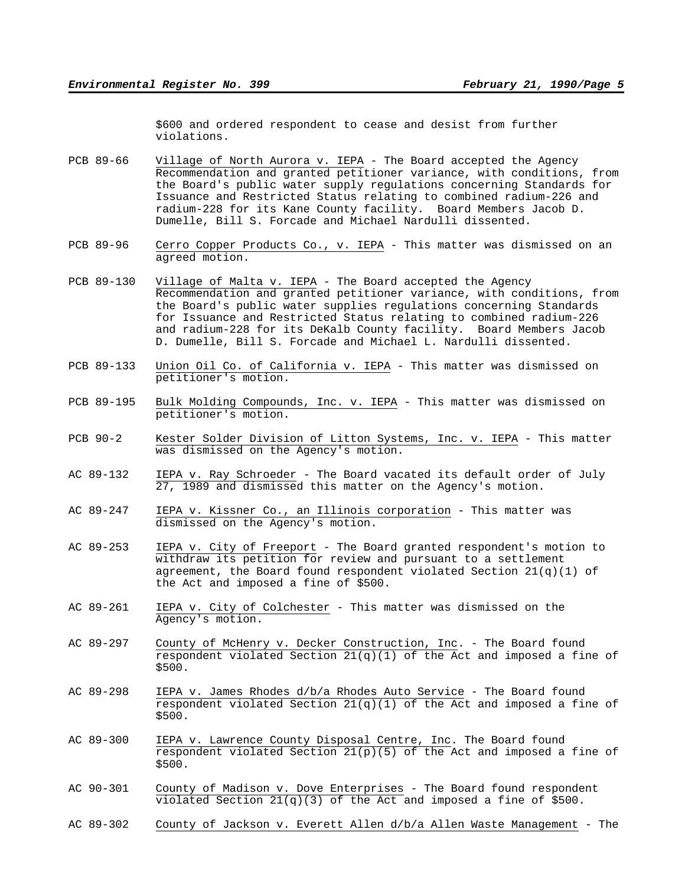$600 and ordered respondent to cease and desist from further violations.

PCB 89-66 Village of North Aurora v. IEPA - The Board accepted the Agency Recommendation and granted petitioner variance, with conditions, from the Board's public water supply regulations concerning Standards for Issuance and Restricted Status relating to combined radium-226 and radium-228 for its Kane County facility. Board Members Jacob D. Dumelle, Bill S. Forcade and Michael Nardulli dissented.

PCB 89-96 Cerro Copper Products Co., v. IEPA - This matter was dismissed on an agreed motion.

PCB 89-130 Village of Malta v. IEPA - The Board accepted the Agency Recommendation and granted petitioner variance, with conditions, from the Board's public water supplies regulations concerning Standards for Issuance and Restricted Status relating to combined radium-226 and radium-228 for its DeKalb County facility. Board Members Jacob D. Dumelle, Bill S. Forcade and Michael L. Nardulli dissented.

PCB 89-133 Union Oil Co. of California v. IEPA - This matter was dismissed on petitioner's motion.

PCB 89-195 Bulk Molding Compounds, Inc. v. IEPA - This matter was dismissed on petitioner's motion.

PCB 90-2 Kester Solder Division of Litton Systems, Inc. v. IEPA - This matter was dismissed on the Agency's motion.

AC 89-132 IEPA v. Ray Schroeder - The Board vacated its default order of July 27, 1989 and dismissed this matter on the Agency's motion.

AC 89-247 IEPA v. Kissner Co., an Illinois corporation - This matter was dismissed on the Agency's motion.

AC 89-253 IEPA v. City of Freeport - The Board granted respondent's motion to withdraw its petition for review and pursuant to a settlement agreement, the Board found respondent violated Section 21(q)(1) of the Act and imposed a fine of $500.

AC 89-261 IEPA v. City of Colchester - This matter was dismissed on the Agency's motion.

AC 89-297 County of McHenry v. Decker Construction, Inc. - The Board found respondent violated Section 21(q)(1) of the Act and imposed a fine of $500.

AC 89-298 IEPA v. James Rhodes d/b/a Rhodes Auto Service - The Board found respondent violated Section 21(q)(1) of the Act and imposed a fine of $500.

AC 89-300 IEPA v. Lawrence County Disposal Centre, Inc. The Board found respondent violated Section 21(p)(5) of the Act and imposed a fine of $500.

AC 90-301 County of Madison v. Dove Enterprises - The Board found respondent violated Section 21(q)(3) of the Act and imposed a fine of $500.

AC 89-302 County of Jackson v. Everett Allen d/b/a Allen Waste Management - The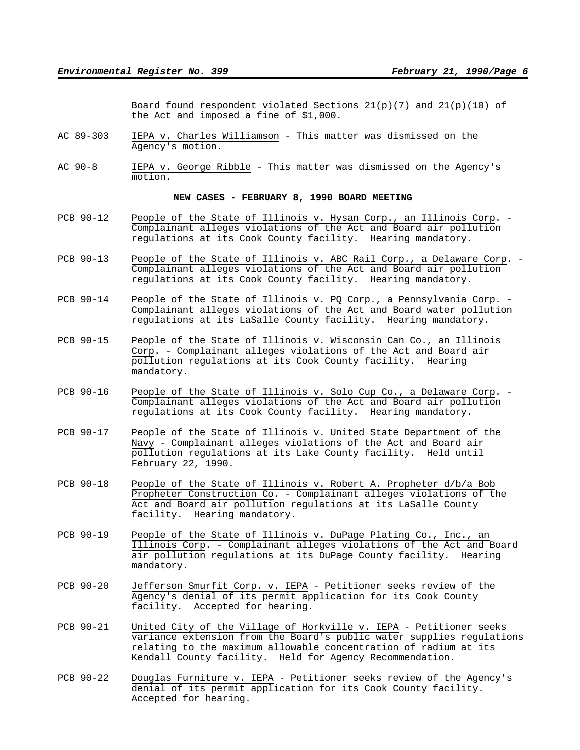Board found respondent violated Sections 21(p)(7) and 21(p)(10) of the Act and imposed a fine of $1,000.

AC 89-303 IEPA v. Charles Williamson - This matter was dismissed on the Agency's motion.

AC 90-8 IEPA v. George Ribble - This matter was dismissed on the Agency's motion.

**NEW CASES - FEBRUARY 8, 1990 BOARD MEETING**

PCB 90-12 People of the State of Illinois v. Hysan Corp., an Illinois Corp. - Complainant alleges violations of the Act and Board air pollution regulations at its Cook County facility. Hearing mandatory.

PCB 90-13 People of the State of Illinois v. ABC Rail Corp., a Delaware Corp. - Complainant alleges violations of the Act and Board air pollution regulations at its Cook County facility. Hearing mandatory.

PCB 90-14 People of the State of Illinois v. PQ Corp., a Pennsylvania Corp. - Complainant alleges violations of the Act and Board water pollution regulations at its LaSalle County facility. Hearing mandatory.

PCB 90-15 People of the State of Illinois v. Wisconsin Can Co., an Illinois Corp. - Complainant alleges violations of the Act and Board air pollution regulations at its Cook County facility. Hearing mandatory.

PCB 90-16 People of the State of Illinois v. Solo Cup Co., a Delaware Corp. - Complainant alleges violations of the Act and Board air pollution regulations at its Cook County facility. Hearing mandatory.

PCB 90-17 People of the State of Illinois v. United State Department of the Navy - Complainant alleges violations of the Act and Board air pollution regulations at its Lake County facility. Held until February 22, 1990.

PCB 90-18 People of the State of Illinois v. Robert A. Propheter d/b/a Bob Propheter Construction Co. - Complainant alleges violations of the Act and Board air pollution regulations at its LaSalle County facility. Hearing mandatory.

PCB 90-19 People of the State of Illinois v. DuPage Plating Co., Inc., an Illinois Corp. - Complainant alleges violations of the Act and Board air pollution regulations at its DuPage County facility. Hearing mandatory.

PCB 90-20 Jefferson Smurfit Corp. v. IEPA - Petitioner seeks review of the Agency's denial of its permit application for its Cook County facility. Accepted for hearing.

PCB 90-21 United City of the Village of Horkville v. IEPA - Petitioner seeks variance extension from the Board's public water supplies regulations relating to the maximum allowable concentration of radium at its Kendall County facility. Held for Agency Recommendation.

PCB 90-22 Douglas Furniture v. IEPA - Petitioner seeks review of the Agency's denial of its permit application for its Cook County facility. Accepted for hearing.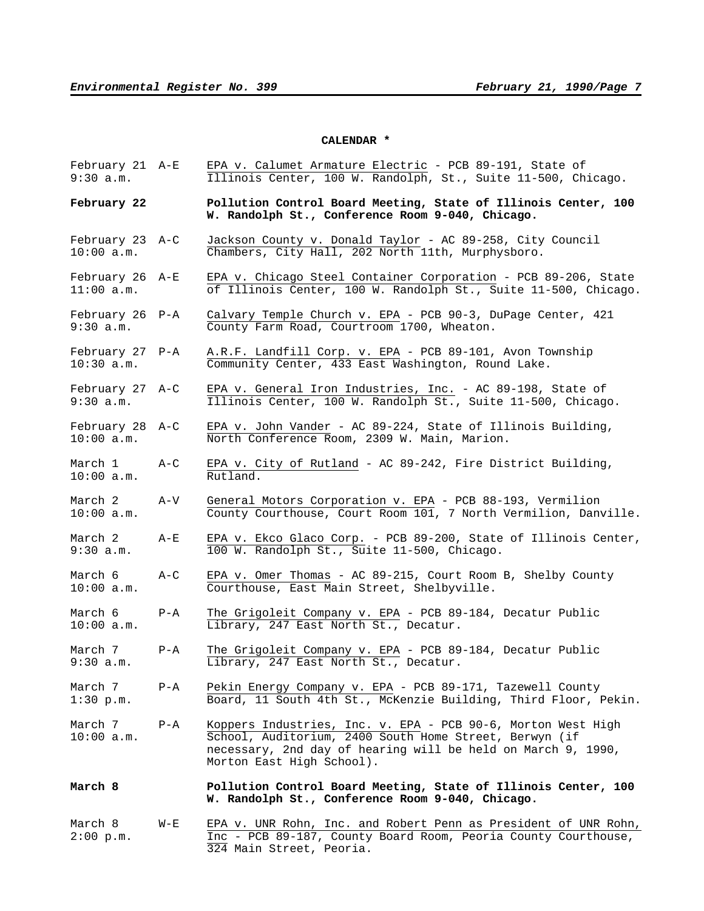**CALENDAR \***

| | | |
|---|---|---|
| February 21<br>9:30 a.m. | A-E | EPA v. Calumet Armature Electric - PCB 89-191, State of Illinois Center, 100 W. Randolph, St., Suite 11-500, Chicago. |
| **February 22** | | **Pollution Control Board Meeting, State of Illinois Center, 100 W. Randolph St., Conference Room 9-040, Chicago.** |
| February 23<br>10:00 a.m. | A-C | Jackson County v. Donald Taylor - AC 89-258, City Council Chambers, City Hall, 202 North 11th, Murphysboro. |
| February 26<br>11:00 a.m. | A-E | EPA v. Chicago Steel Container Corporation - PCB 89-206, State of Illinois Center, 100 W. Randolph St., Suite 11-500, Chicago. |
| February 26<br>9:30 a.m. | P-A | Calvary Temple Church v. EPA - PCB 90-3, DuPage Center, 421 County Farm Road, Courtroom 1700, Wheaton. |
| February 27<br>10:30 a.m. | P-A | A.R.F. Landfill Corp. v. EPA - PCB 89-101, Avon Township Community Center, 433 East Washington, Round Lake. |
| February 27<br>9:30 a.m. | A-C | EPA v. General Iron Industries, Inc. - AC 89-198, State of Illinois Center, 100 W. Randolph St., Suite 11-500, Chicago. |
| February 28<br>10:00 a.m. | A-C | EPA v. John Vander - AC 89-224, State of Illinois Building, North Conference Room, 2309 W. Main, Marion. |
| March 1<br>10:00 a.m. | A-C | EPA v. City of Rutland - AC 89-242, Fire District Building, Rutland. |
| March 2<br>10:00 a.m. | A-V | General Motors Corporation v. EPA - PCB 88-193, Vermilion County Courthouse, Court Room 101, 7 North Vermilion, Danville. |
| March 2<br>9:30 a.m. | A-E | EPA v. Ekco Glaco Corp. - PCB 89-200, State of Illinois Center, 100 W. Randolph St., Suite 11-500, Chicago. |
| March 6<br>10:00 a.m. | A-C | EPA v. Omer Thomas - AC 89-215, Court Room B, Shelby County Courthouse, East Main Street, Shelbyville. |
| March 6<br>10:00 a.m. | P-A | The Grigoleit Company v. EPA - PCB 89-184, Decatur Public Library, 247 East North St., Decatur. |
| March 7<br>9:30 a.m. | P-A | The Grigoleit Company v. EPA - PCB 89-184, Decatur Public Library, 247 East North St., Decatur. |
| March 7<br>1:30 p.m. | P-A | Pekin Energy Company v. EPA - PCB 89-171, Tazewell County Board, 11 South 4th St., McKenzie Building, Third Floor, Pekin. |
| March 7<br>10:00 a.m. | P-A | Koppers Industries, Inc. v. EPA - PCB 90-6, Morton West High School, Auditorium, 2400 South Home Street, Berwyn (if necessary, 2nd day of hearing will be held on March 9, 1990, Morton East High School). |
| **March 8** | | **Pollution Control Board Meeting, State of Illinois Center, 100 W. Randolph St., Conference Room 9-040, Chicago.** |
| March 8<br>2:00 p.m. | W-E | EPA v. UNR Rohn, Inc. and Robert Penn as President of UNR Rohn, Inc - PCB 89-187, County Board Room, Peoria County Courthouse, 324 Main Street, Peoria. |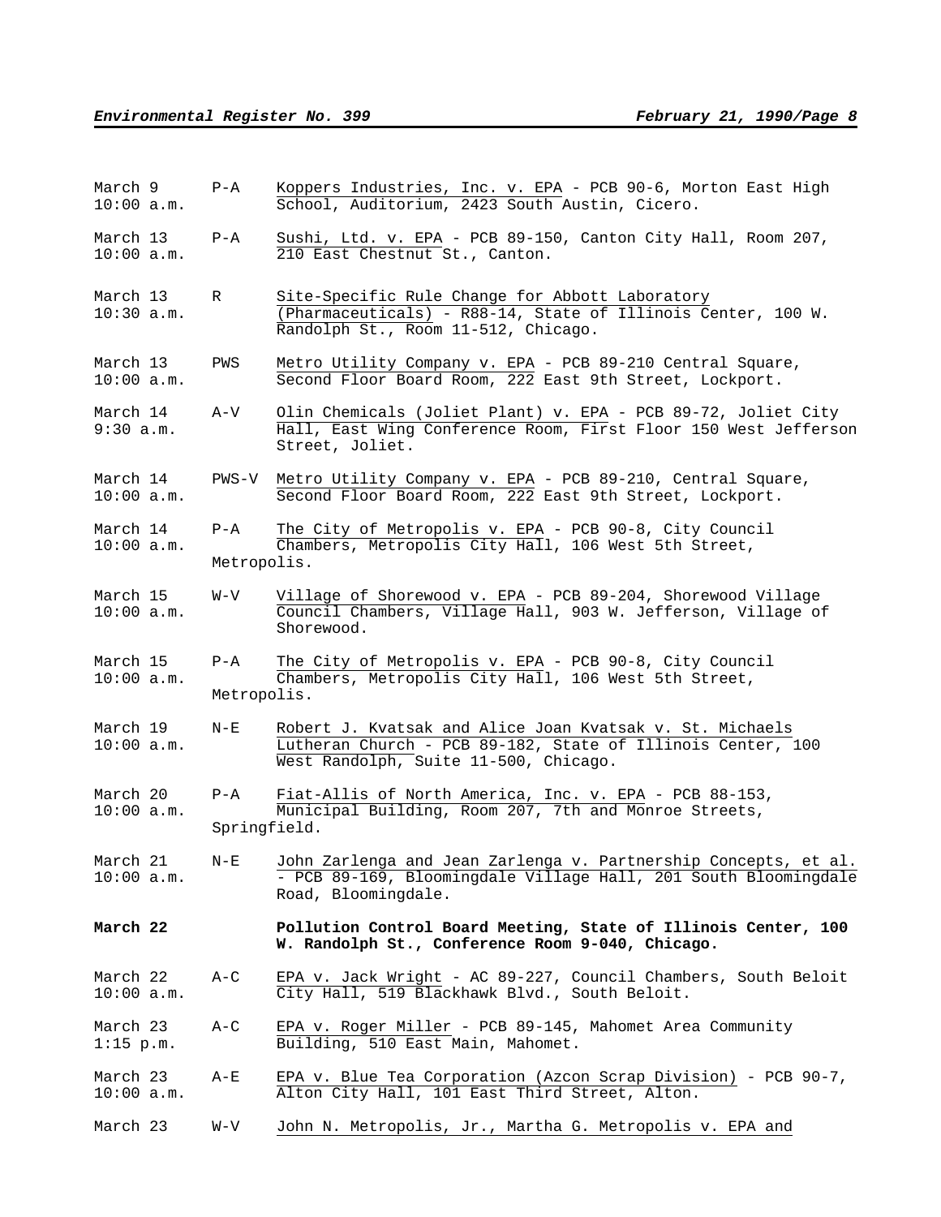| | | |
|---|---|---|
| March 9<br>10:00 a.m. | P-A | Koppers Industries, Inc. v. EPA - PCB 90-6, Morton East High School, Auditorium, 2423 South Austin, Cicero. |
| March 13<br>10:00 a.m. | P-A | Sushi, Ltd. v. EPA - PCB 89-150, Canton City Hall, Room 207, 210 East Chestnut St., Canton. |
| March 13<br>10:30 a.m. | R | Site-Specific Rule Change for Abbott Laboratory (Pharmaceuticals) - R88-14, State of Illinois Center, 100 W. Randolph St., Room 11-512, Chicago. |
| March 13<br>10:00 a.m. | PWS | Metro Utility Company v. EPA - PCB 89-210 Central Square, Second Floor Board Room, 222 East 9th Street, Lockport. |
| March 14<br>9:30 a.m. | A-V | Olin Chemicals (Joliet Plant) v. EPA - PCB 89-72, Joliet City Hall, East Wing Conference Room, First Floor 150 West Jefferson Street, Joliet. |
| March 14<br>10:00 a.m. | PWS-V | Metro Utility Company v. EPA - PCB 89-210, Central Square, Second Floor Board Room, 222 East 9th Street, Lockport. |
| March 14<br>10:00 a.m. | P-A | The City of Metropolis v. EPA - PCB 90-8, City Council Chambers, Metropolis City Hall, 106 West 5th Street, Metropolis. |
| March 15<br>10:00 a.m. | W-V | Village of Shorewood v. EPA - PCB 89-204, Shorewood Village Council Chambers, Village Hall, 903 W. Jefferson, Village of Shorewood. |
| March 15<br>10:00 a.m. | P-A | The City of Metropolis v. EPA - PCB 90-8, City Council Chambers, Metropolis City Hall, 106 West 5th Street, Metropolis. |
| March 19<br>10:00 a.m. | N-E | Robert J. Kvatsak and Alice Joan Kvatsak v. St. Michaels Lutheran Church - PCB 89-182, State of Illinois Center, 100 West Randolph, Suite 11-500, Chicago. |
| March 20<br>10:00 a.m. | P-A | Fiat-Allis of North America, Inc. v. EPA - PCB 88-153, Municipal Building, Room 207, 7th and Monroe Streets, Springfield. |
| March 21<br>10:00 a.m. | N-E | John Zarlenga and Jean Zarlenga v. Partnership Concepts, et al. - PCB 89-169, Bloomingdale Village Hall, 201 South Bloomingdale Road, Bloomingdale. |
| **March 22** | | **Pollution Control Board Meeting, State of Illinois Center, 100 W. Randolph St., Conference Room 9-040, Chicago.** |
| March 22<br>10:00 a.m. | A-C | EPA v. Jack Wright - AC 89-227, Council Chambers, South Beloit City Hall, 519 Blackhawk Blvd., South Beloit. |
| March 23<br>1:15 p.m. | A-C | EPA v. Roger Miller - PCB 89-145, Mahomet Area Community Building, 510 East Main, Mahomet. |
| March 23<br>10:00 a.m. | A-E | EPA v. Blue Tea Corporation (Azcon Scrap Division) - PCB 90-7, Alton City Hall, 101 East Third Street, Alton. |
| March 23 | W-V | John N. Metropolis, Jr., Martha G. Metropolis v. EPA and |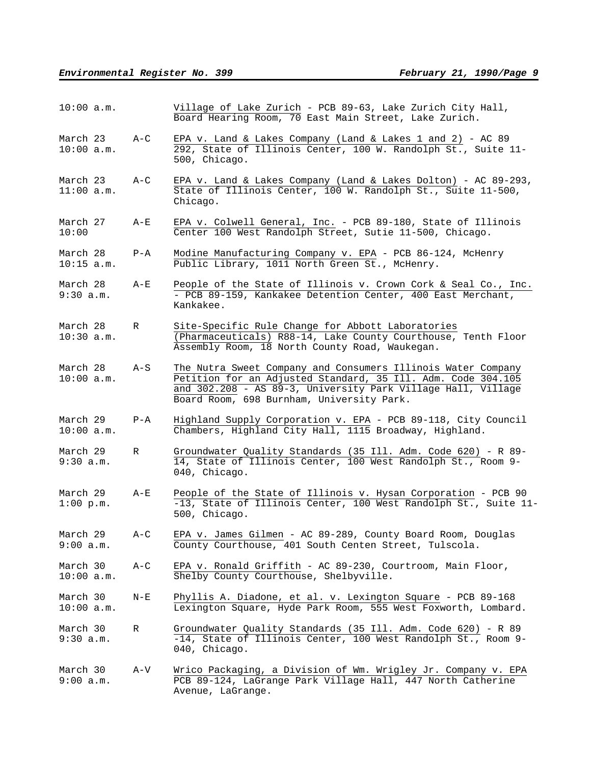| | | |
|---|---|---|
| 10:00 a.m. | | Village of Lake Zurich - PCB 89-63, Lake Zurich City Hall, Board Hearing Room, 70 East Main Street, Lake Zurich. |
| March 23<br>10:00 a.m. | A-C | EPA v. Land & Lakes Company (Land & Lakes 1 and 2) - AC 89 292, State of Illinois Center, 100 W. Randolph St., Suite 11-500, Chicago. |
| March 23<br>11:00 a.m. | A-C | EPA v. Land & Lakes Company (Land & Lakes Dolton) - AC 89-293, State of Illinois Center, 100 W. Randolph St., Suite 11-500, Chicago. |
| March 27<br>10:00 | A-E | EPA v. Colwell General, Inc. - PCB 89-180, State of Illinois Center 100 West Randolph Street, Sutie 11-500, Chicago. |
| March 28<br>10:15 a.m. | P-A | Modine Manufacturing Company v. EPA - PCB 86-124, McHenry Public Library, 1011 North Green St., McHenry. |
| March 28<br>9:30 a.m. | A-E | People of the State of Illinois v. Crown Cork & Seal Co., Inc. - PCB 89-159, Kankakee Detention Center, 400 East Merchant, Kankakee. |
| March 28<br>10:30 a.m. | R | Site-Specific Rule Change for Abbott Laboratories (Pharmaceuticals) R88-14, Lake County Courthouse, Tenth Floor Assembly Room, 18 North County Road, Waukegan. |
| March 28<br>10:00 a.m. | A-S | The Nutra Sweet Company and Consumers Illinois Water Company Petition for an Adjusted Standard, 35 Ill. Adm. Code 304.105 and 302.208 - AS 89-3, University Park Village Hall, Village Board Room, 698 Burnham, University Park. |
| March 29<br>10:00 a.m. | P-A | Highland Supply Corporation v. EPA - PCB 89-118, City Council Chambers, Highland City Hall, 1115 Broadway, Highland. |
| March 29<br>9:30 a.m. | R | Groundwater Quality Standards (35 Ill. Adm. Code 620) - R 89-14, State of Illinois Center, 100 West Randolph St., Room 9-040, Chicago. |
| March 29<br>1:00 p.m. | A-E | People of the State of Illinois v. Hysan Corporation - PCB 90-13, State of Illinois Center, 100 West Randolph St., Suite 11-500, Chicago. |
| March 29<br>9:00 a.m. | A-C | EPA v. James Gilmen - AC 89-289, County Board Room, Douglas County Courthouse, 401 South Centen Street, Tulscola. |
| March 30<br>10:00 a.m. | A-C | EPA v. Ronald Griffith - AC 89-230, Courtroom, Main Floor, Shelby County Courthouse, Shelbyville. |
| March 30<br>10:00 a.m. | N-E | Phyllis A. Diadone, et al. v. Lexington Square - PCB 89-168 Lexington Square, Hyde Park Room, 555 West Foxworth, Lombard. |
| March 30<br>9:30 a.m. | R | Groundwater Quality Standards (35 Ill. Adm. Code 620) - R 89-14, State of Illinois Center, 100 West Randolph St., Room 9-040, Chicago. |
| March 30<br>9:00 a.m. | A-V | Wrico Packaging, a Division of Wm. Wrigley Jr. Company v. EPA PCB 89-124, LaGrange Park Village Hall, 447 North Catherine Avenue, LaGrange. |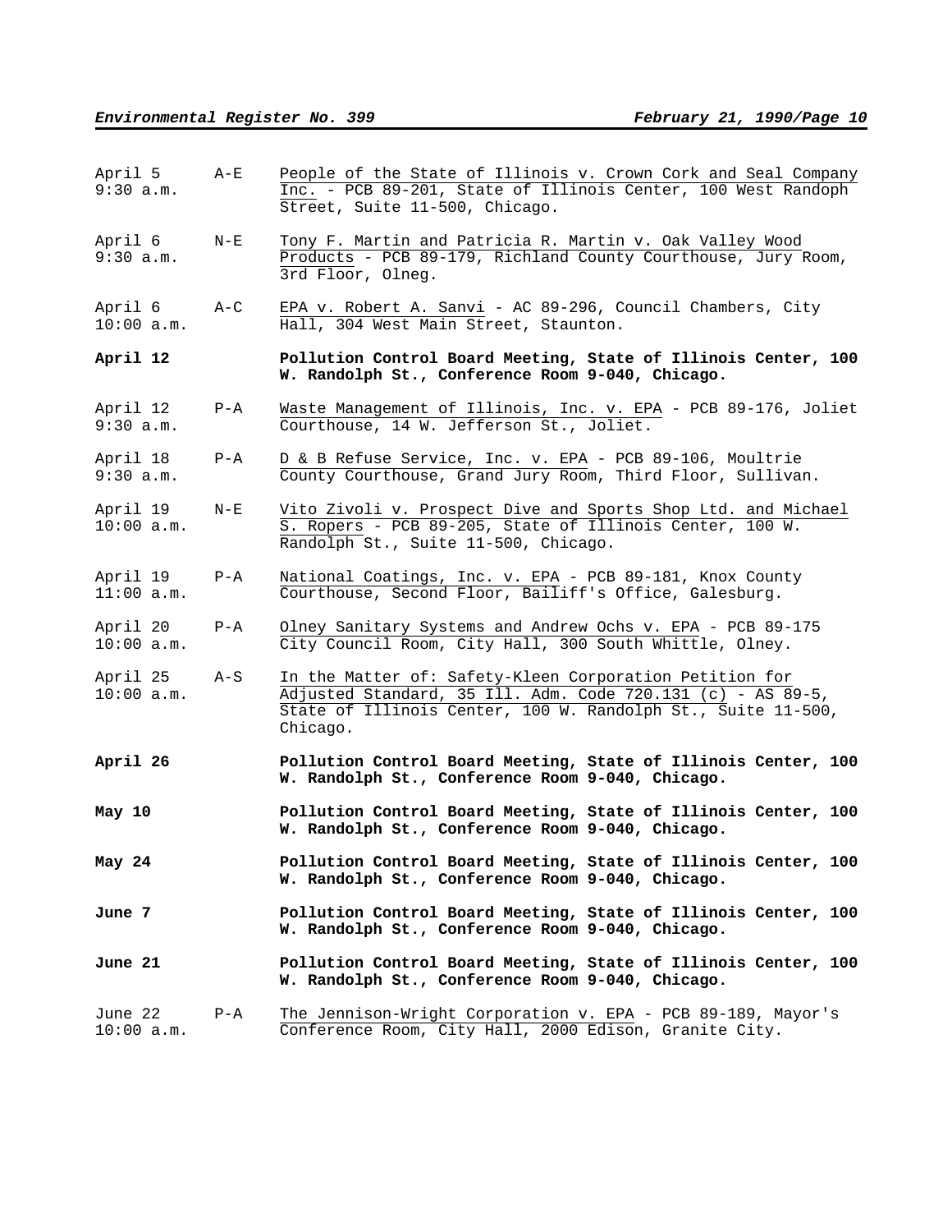| | | |
|---|---|---|
| April 5<br>9:30 a.m. | A-E | People of the State of Illinois v. Crown Cork and Seal Company Inc. - PCB 89-201, State of Illinois Center, 100 West Randoph Street, Suite 11-500, Chicago. |
| April 6<br>9:30 a.m. | N-E | Tony F. Martin and Patricia R. Martin v. Oak Valley Wood Products - PCB 89-179, Richland County Courthouse, Jury Room, 3rd Floor, Olneg. |
| April 6<br>10:00 a.m. | A-C | EPA v. Robert A. Sanvi - AC 89-296, Council Chambers, City Hall, 304 West Main Street, Staunton. |
| **April 12** | | **Pollution Control Board Meeting, State of Illinois Center, 100 W. Randolph St., Conference Room 9-040, Chicago.** |
| April 12<br>9:30 a.m. | P-A | Waste Management of Illinois, Inc. v. EPA - PCB 89-176, Joliet Courthouse, 14 W. Jefferson St., Joliet. |
| April 18<br>9:30 a.m. | P-A | D & B Refuse Service, Inc. v. EPA - PCB 89-106, Moultrie County Courthouse, Grand Jury Room, Third Floor, Sullivan. |
| April 19<br>10:00 a.m. | N-E | Vito Zivoli v. Prospect Dive and Sports Shop Ltd. and Michael S. Ropers - PCB 89-205, State of Illinois Center, 100 W. Randolph St., Suite 11-500, Chicago. |
| April 19<br>11:00 a.m. | P-A | National Coatings, Inc. v. EPA - PCB 89-181, Knox County Courthouse, Second Floor, Bailiff's Office, Galesburg. |
| April 20<br>10:00 a.m. | P-A | Olney Sanitary Systems and Andrew Ochs v. EPA - PCB 89-175 City Council Room, City Hall, 300 South Whittle, Olney. |
| April 25<br>10:00 a.m. | A-S | In the Matter of: Safety-Kleen Corporation Petition for Adjusted Standard, 35 Ill. Adm. Code 720.131 (c) - AS 89-5, State of Illinois Center, 100 W. Randolph St., Suite 11-500, Chicago. |
| **April 26** | | **Pollution Control Board Meeting, State of Illinois Center, 100 W. Randolph St., Conference Room 9-040, Chicago.** |
| **May 10** | | **Pollution Control Board Meeting, State of Illinois Center, 100 W. Randolph St., Conference Room 9-040, Chicago.** |
| **May 24** | | **Pollution Control Board Meeting, State of Illinois Center, 100 W. Randolph St., Conference Room 9-040, Chicago.** |
| **June 7** | | **Pollution Control Board Meeting, State of Illinois Center, 100 W. Randolph St., Conference Room 9-040, Chicago.** |
| **June 21** | | **Pollution Control Board Meeting, State of Illinois Center, 100 W. Randolph St., Conference Room 9-040, Chicago.** |
| June 22<br>10:00 a.m. | P-A | The Jennison-Wright Corporation v. EPA - PCB 89-189, Mayor's Conference Room, City Hall, 2000 Edison, Granite City. |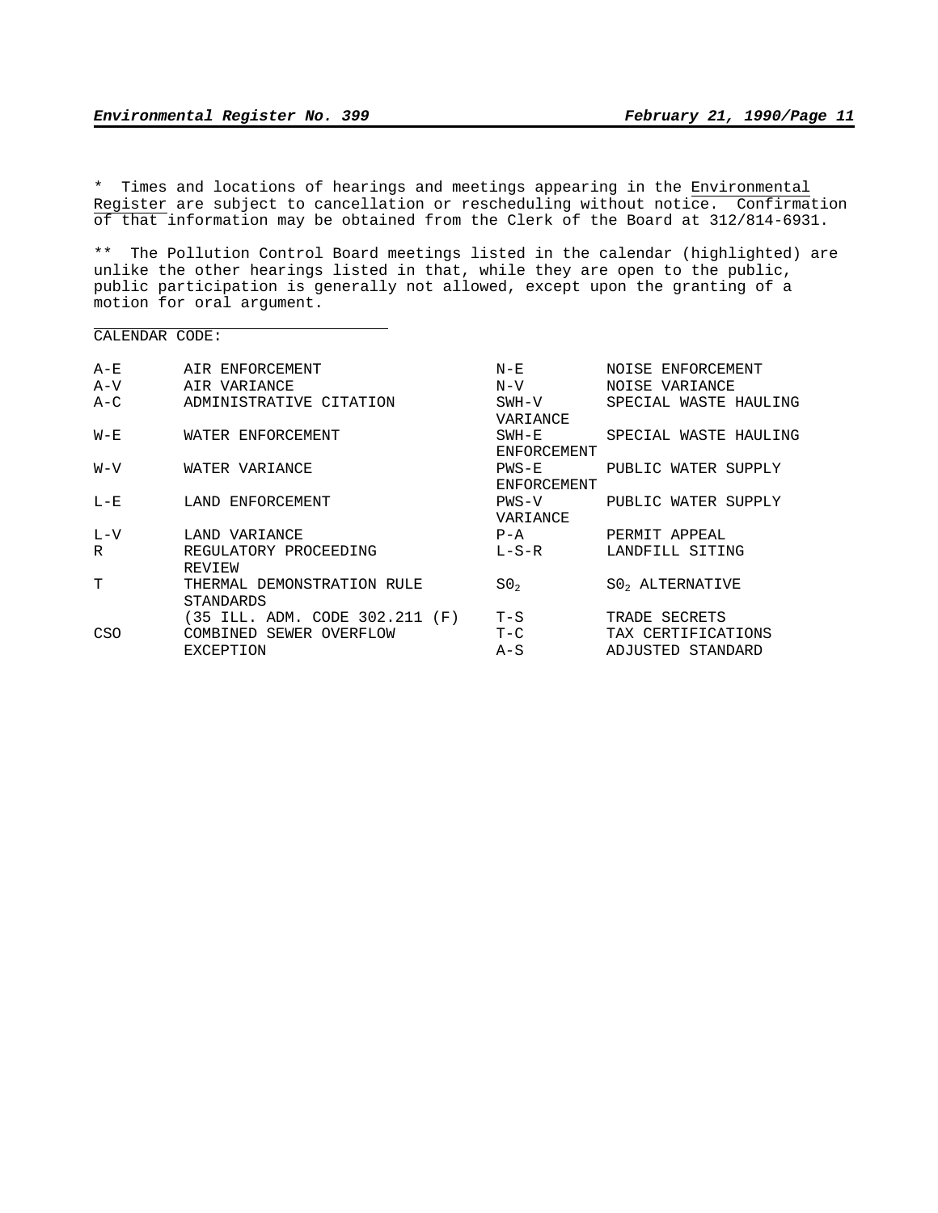\* Times and locations of hearings and meetings appearing in the Environmental Register are subject to cancellation or rescheduling without notice. Confirmation of that information may be obtained from the Clerk of the Board at 312/814-6931.

\*\* The Pollution Control Board meetings listed in the calendar (highlighted) are unlike the other hearings listed in that, while they are open to the public, public participation is generally not allowed, except upon the granting of a motion for oral argument.

CALENDAR CODE:

| | | | |
|---|---|---|---|
| A-E | AIR ENFORCEMENT | N-E | NOISE ENFORCEMENT |
| A-V | AIR VARIANCE | N-V | NOISE VARIANCE |
| A-C | ADMINISTRATIVE CITATION | SWH-V VARIANCE | SPECIAL WASTE HAULING |
| W-E | WATER ENFORCEMENT | SWH-E ENFORCEMENT | SPECIAL WASTE HAULING |
| W-V | WATER VARIANCE | PWS-E ENFORCEMENT | PUBLIC WATER SUPPLY |
| L-E | LAND ENFORCEMENT | PWS-V VARIANCE | PUBLIC WATER SUPPLY |
| L-V | LAND VARIANCE | P-A | PERMIT APPEAL |
| R | REGULATORY PROCEEDING REVIEW | L-S-R | LANDFILL SITING |
| T | THERMAL DEMONSTRATION RULE STANDARDS (35 ILL. ADM. CODE 302.211 (F) | $S0_2$ | $S0_2$ ALTERNATIVE |
| | | T-S | TRADE SECRETS |
| CSO | COMBINED SEWER OVERFLOW EXCEPTION | T-C | TAX CERTIFICATIONS |
| | | A-S | ADJUSTED STANDARD |